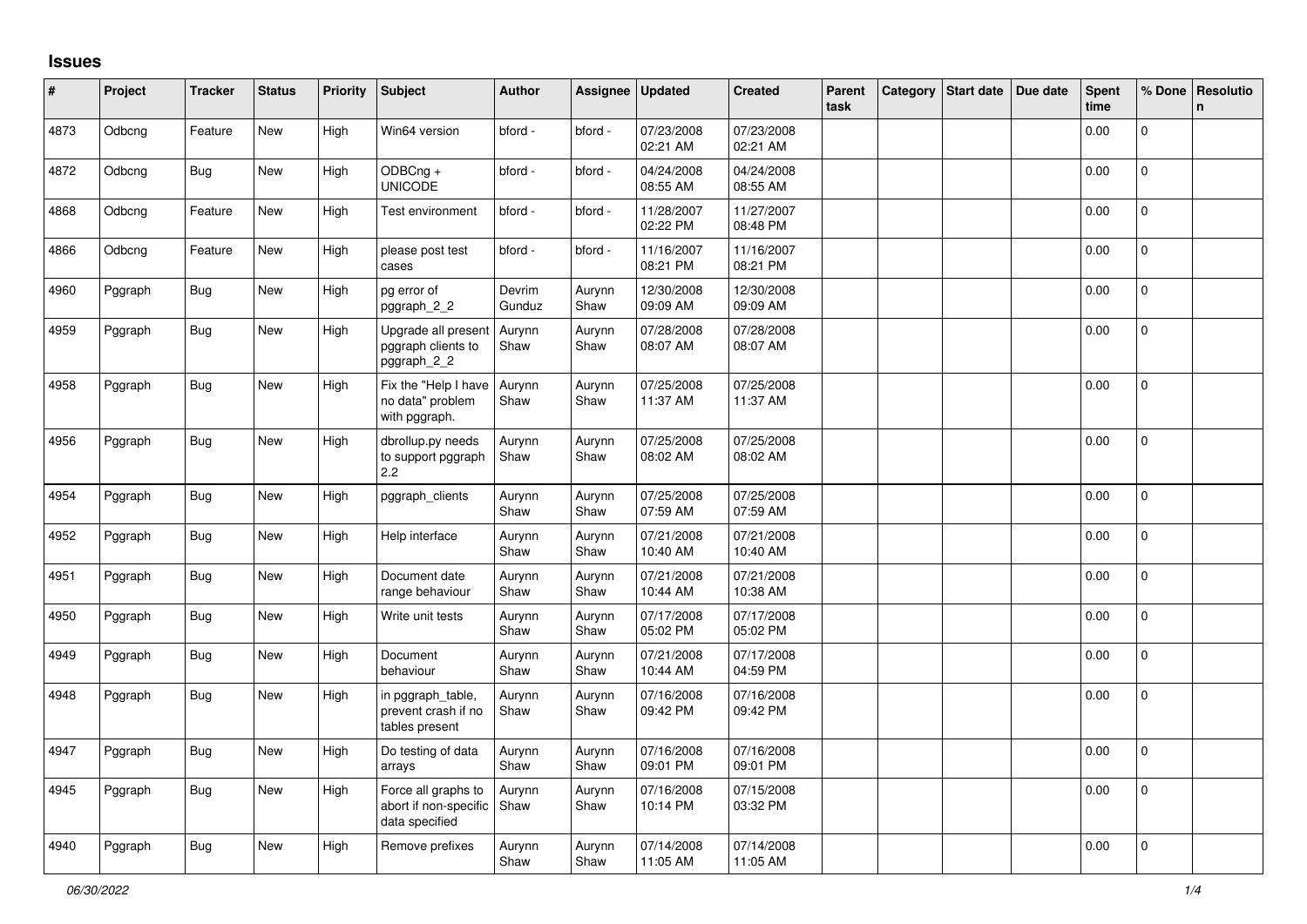# Issues

| # | Project | Tracker | Status | Priority | Subject | Author | Assignee | Updated | Created | Parent task | Category | Start date | Due date | Spent time | % Done | Resolution |
|---|---|---|---|---|---|---|---|---|---|---|---|---|---|---|---|---|
| 4873 | Odbcng | Feature | New | High | Win64 version | bford - | bford - | 07/23/2008 02:21 AM | 07/23/2008 02:21 AM | | | | | 0.00 | 0 | |
| 4872 | Odbcng | Bug | New | High | ODBCng + UNICODE | bford - | bford - | 04/24/2008 08:55 AM | 04/24/2008 08:55 AM | | | | | 0.00 | 0 | |
| 4868 | Odbcng | Feature | New | High | Test environment | bford - | bford - | 11/28/2007 02:22 PM | 11/27/2007 08:48 PM | | | | | 0.00 | 0 | |
| 4866 | Odbcng | Feature | New | High | please post test cases | bford - | bford - | 11/16/2007 08:21 PM | 11/16/2007 08:21 PM | | | | | 0.00 | 0 | |
| 4960 | Pggraph | Bug | New | High | pg error of pggraph_2_2 | Devrim Gunduz | Aurynn Shaw | 12/30/2008 09:09 AM | 12/30/2008 09:09 AM | | | | | 0.00 | 0 | |
| 4959 | Pggraph | Bug | New | High | Upgrade all present pggraph clients to pggraph_2_2 | Aurynn Shaw | Aurynn Shaw | 07/28/2008 08:07 AM | 07/28/2008 08:07 AM | | | | | 0.00 | 0 | |
| 4958 | Pggraph | Bug | New | High | Fix the "Help I have no data" problem with pggraph. | Aurynn Shaw | Aurynn Shaw | 07/25/2008 11:37 AM | 07/25/2008 11:37 AM | | | | | 0.00 | 0 | |
| 4956 | Pggraph | Bug | New | High | dbrollup.py needs to support pggraph 2.2 | Aurynn Shaw | Aurynn Shaw | 07/25/2008 08:02 AM | 07/25/2008 08:02 AM | | | | | 0.00 | 0 | |
| 4954 | Pggraph | Bug | New | High | pggraph_clients | Aurynn Shaw | Aurynn Shaw | 07/25/2008 07:59 AM | 07/25/2008 07:59 AM | | | | | 0.00 | 0 | |
| 4952 | Pggraph | Bug | New | High | Help interface | Aurynn Shaw | Aurynn Shaw | 07/21/2008 10:40 AM | 07/21/2008 10:40 AM | | | | | 0.00 | 0 | |
| 4951 | Pggraph | Bug | New | High | Document date range behaviour | Aurynn Shaw | Aurynn Shaw | 07/21/2008 10:44 AM | 07/21/2008 10:38 AM | | | | | 0.00 | 0 | |
| 4950 | Pggraph | Bug | New | High | Write unit tests | Aurynn Shaw | Aurynn Shaw | 07/17/2008 05:02 PM | 07/17/2008 05:02 PM | | | | | 0.00 | 0 | |
| 4949 | Pggraph | Bug | New | High | Document behaviour | Aurynn Shaw | Aurynn Shaw | 07/21/2008 10:44 AM | 07/17/2008 04:59 PM | | | | | 0.00 | 0 | |
| 4948 | Pggraph | Bug | New | High | in pggraph_table, prevent crash if no tables present | Aurynn Shaw | Aurynn Shaw | 07/16/2008 09:42 PM | 07/16/2008 09:42 PM | | | | | 0.00 | 0 | |
| 4947 | Pggraph | Bug | New | High | Do testing of data arrays | Aurynn Shaw | Aurynn Shaw | 07/16/2008 09:01 PM | 07/16/2008 09:01 PM | | | | | 0.00 | 0 | |
| 4945 | Pggraph | Bug | New | High | Force all graphs to abort if non-specific data specified | Aurynn Shaw | Aurynn Shaw | 07/16/2008 10:14 PM | 07/15/2008 03:32 PM | | | | | 0.00 | 0 | |
| 4940 | Pggraph | Bug | New | High | Remove prefixes | Aurynn Shaw | Aurynn Shaw | 07/14/2008 11:05 AM | 07/14/2008 11:05 AM | | | | | 0.00 | 0 | |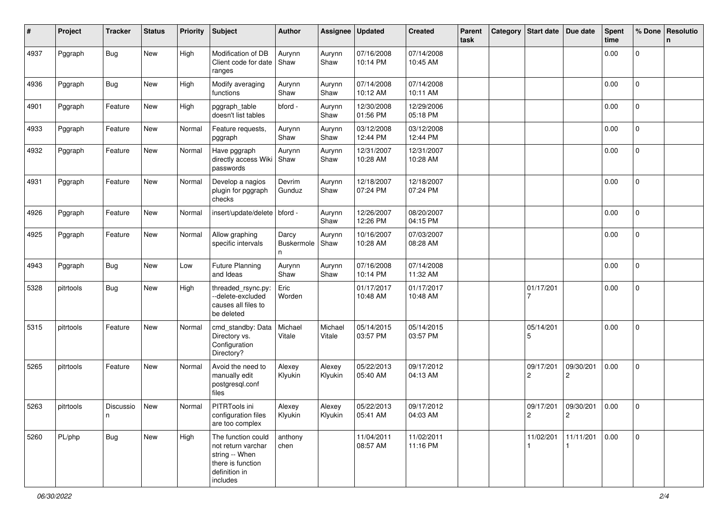| # | Project | Tracker | Status | Priority | Subject | Author | Assignee | Updated | Created | Parent task | Category | Start date | Due date | Spent time | % Done | Resolution |
|---|---|---|---|---|---|---|---|---|---|---|---|---|---|---|---|---|
| 4937 | Pggraph | Bug | New | High | Modification of DB Client code for date ranges | Aurynn Shaw | Aurynn Shaw | 07/16/2008 10:14 PM | 07/14/2008 10:45 AM | | | | | 0.00 | 0 | |
| 4936 | Pggraph | Bug | New | High | Modify averaging functions | Aurynn Shaw | Aurynn Shaw | 07/14/2008 10:12 AM | 07/14/2008 10:11 AM | | | | | 0.00 | 0 | |
| 4901 | Pggraph | Feature | New | High | pggraph_table doesn't list tables | bford - | Aurynn Shaw | 12/30/2008 01:56 PM | 12/29/2006 05:18 PM | | | | | 0.00 | 0 | |
| 4933 | Pggraph | Feature | New | Normal | Feature requests, pggraph | Aurynn Shaw | Aurynn Shaw | 03/12/2008 12:44 PM | 03/12/2008 12:44 PM | | | | | 0.00 | 0 | |
| 4932 | Pggraph | Feature | New | Normal | Have pggraph directly access Wiki passwords | Aurynn Shaw | Aurynn Shaw | 12/31/2007 10:28 AM | 12/31/2007 10:28 AM | | | | | 0.00 | 0 | |
| 4931 | Pggraph | Feature | New | Normal | Develop a nagios plugin for pggraph checks | Devrim Gunduz | Aurynn Shaw | 12/18/2007 07:24 PM | 12/18/2007 07:24 PM | | | | | 0.00 | 0 | |
| 4926 | Pggraph | Feature | New | Normal | insert/update/delete | bford - | Aurynn Shaw | 12/26/2007 12:26 PM | 08/20/2007 04:15 PM | | | | | 0.00 | 0 | |
| 4925 | Pggraph | Feature | New | Normal | Allow graphing specific intervals | Darcy Buskermolen | Aurynn Shaw | 10/16/2007 10:28 AM | 07/03/2007 08:28 AM | | | | | 0.00 | 0 | |
| 4943 | Pggraph | Bug | New | Low | Future Planning and Ideas | Aurynn Shaw | Aurynn Shaw | 07/16/2008 10:14 PM | 07/14/2008 11:32 AM | | | | | 0.00 | 0 | |
| 5328 | pitrtools | Bug | New | High | threaded_rsync.py: --delete-excluded causes all files to be deleted | Eric Worden | | 01/17/2017 10:48 AM | 01/17/2017 10:48 AM | | | 01/17/2017 | | 0.00 | 0 | |
| 5315 | pitrtools | Feature | New | Normal | cmd_standby: Data Directory vs. Configuration Directory? | Michael Vitale | Michael Vitale | 05/14/2015 03:57 PM | 05/14/2015 03:57 PM | | | 05/14/2015 | | 0.00 | 0 | |
| 5265 | pitrtools | Feature | New | Normal | Avoid the need to manually edit postgresql.conf files | Alexey Klyukin | Alexey Klyukin | 05/22/2013 05:40 AM | 09/17/2012 04:13 AM | | | 09/17/2012 | 09/30/2012 | 0.00 | 0 | |
| 5263 | pitrtools | Discussion | New | Normal | PITRTools ini configuration files are too complex | Alexey Klyukin | Alexey Klyukin | 05/22/2013 05:41 AM | 09/17/2012 04:03 AM | | | 09/17/2012 | 09/30/2012 | 0.00 | 0 | |
| 5260 | PL/php | Bug | New | High | The function could not return varchar string -- When there is function definition in includes | anthony chen | | 11/04/2011 08:57 AM | 11/02/2011 11:16 PM | | | 11/02/2011 | 11/11/2011 | 0.00 | 0 | |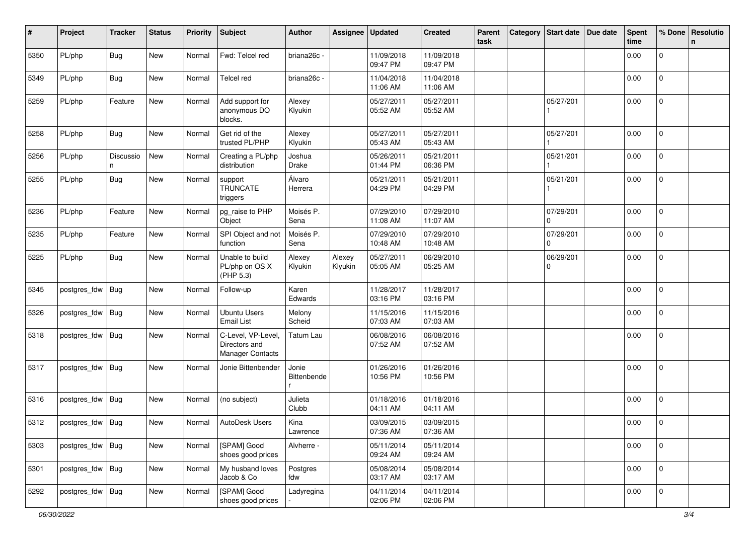| # | Project | Tracker | Status | Priority | Subject | Author | Assignee | Updated | Created | Parent task | Category | Start date | Due date | Spent time | % Done | Resolution |
|---|---|---|---|---|---|---|---|---|---|---|---|---|---|---|---|---|
| 5350 | PL/php | Bug | New | Normal | Fwd: Telcel red | briana26c - | | 11/09/2018 09:47 PM | 11/09/2018 09:47 PM | | | | | 0.00 | 0 | |
| 5349 | PL/php | Bug | New | Normal | Telcel red | briana26c - | | 11/04/2018 11:06 AM | 11/04/2018 11:06 AM | | | | | 0.00 | 0 | |
| 5259 | PL/php | Feature | New | Normal | Add support for anonymous DO blocks. | Alexey Klyukin | | 05/27/2011 05:52 AM | 05/27/2011 05:52 AM | | | 05/27/2011 | | 0.00 | 0 | |
| 5258 | PL/php | Bug | New | Normal | Get rid of the trusted PL/PHP | Alexey Klyukin | | 05/27/2011 05:43 AM | 05/27/2011 05:43 AM | | | 05/27/2011 | | 0.00 | 0 | |
| 5256 | PL/php | Discussion | New | Normal | Creating a PL/php distribution | Joshua Drake | | 05/26/2011 01:44 PM | 05/21/2011 06:36 PM | | | 05/21/2011 | | 0.00 | 0 | |
| 5255 | PL/php | Bug | New | Normal | support TRUNCATE triggers | Álvaro Herrera | | 05/21/2011 04:29 PM | 05/21/2011 04:29 PM | | | 05/21/2011 | | 0.00 | 0 | |
| 5236 | PL/php | Feature | New | Normal | pg_raise to PHP Object | Moisés P. Sena | | 07/29/2010 11:08 AM | 07/29/2010 11:07 AM | | | 07/29/2010 | | 0.00 | 0 | |
| 5235 | PL/php | Feature | New | Normal | SPI Object and not function | Moisés P. Sena | | 07/29/2010 10:48 AM | 07/29/2010 10:48 AM | | | 07/29/2010 | | 0.00 | 0 | |
| 5225 | PL/php | Bug | New | Normal | Unable to build PL/php on OS X (PHP 5.3) | Alexey Klyukin | Alexey Klyukin | 05/27/2011 05:05 AM | 06/29/2010 05:25 AM | | | 06/29/2010 | | 0.00 | 0 | |
| 5345 | postgres_fdw | Bug | New | Normal | Follow-up | Karen Edwards | | 11/28/2017 03:16 PM | 11/28/2017 03:16 PM | | | | | 0.00 | 0 | |
| 5326 | postgres_fdw | Bug | New | Normal | Ubuntu Users Email List | Melony Scheid | | 11/15/2016 07:03 AM | 11/15/2016 07:03 AM | | | | | 0.00 | 0 | |
| 5318 | postgres_fdw | Bug | New | Normal | C-Level, VP-Level, Directors and Manager Contacts | Tatum Lau | | 06/08/2016 07:52 AM | 06/08/2016 07:52 AM | | | | | 0.00 | 0 | |
| 5317 | postgres_fdw | Bug | New | Normal | Jonie Bittenbender | Jonie Bittenbender | | 01/26/2016 10:56 PM | 01/26/2016 10:56 PM | | | | | 0.00 | 0 | |
| 5316 | postgres_fdw | Bug | New | Normal | (no subject) | Julieta Clubb | | 01/18/2016 04:11 AM | 01/18/2016 04:11 AM | | | | | 0.00 | 0 | |
| 5312 | postgres_fdw | Bug | New | Normal | AutoDesk Users | Kina Lawrence | | 03/09/2015 07:36 AM | 03/09/2015 07:36 AM | | | | | 0.00 | 0 | |
| 5303 | postgres_fdw | Bug | New | Normal | [SPAM] Good shoes good prices | Alvherre - | | 05/11/2014 09:24 AM | 05/11/2014 09:24 AM | | | | | 0.00 | 0 | |
| 5301 | postgres_fdw | Bug | New | Normal | My husband loves Jacob & Co | Postgres fdw | | 05/08/2014 03:17 AM | 05/08/2014 03:17 AM | | | | | 0.00 | 0 | |
| 5292 | postgres_fdw | Bug | New | Normal | [SPAM] Good shoes good prices | Ladyregina - | | 04/11/2014 02:06 PM | 04/11/2014 02:06 PM | | | | | 0.00 | 0 | |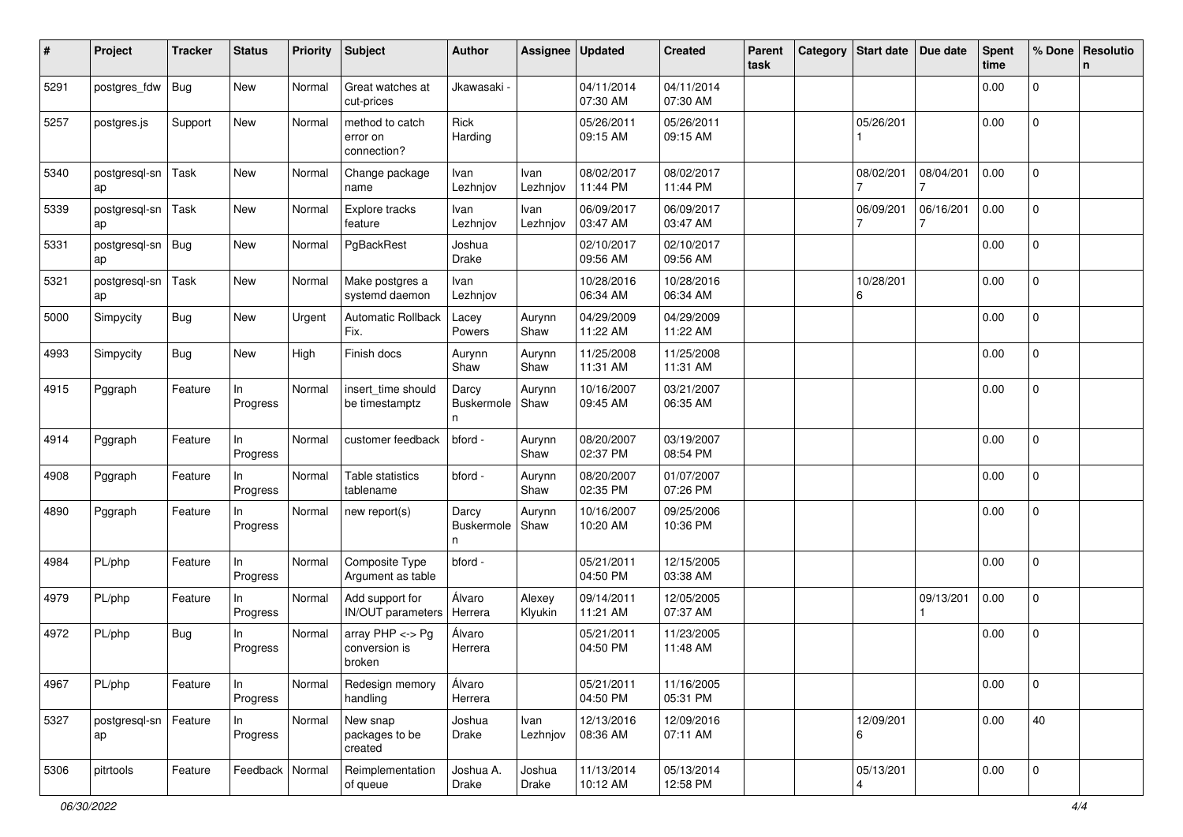| # | Project | Tracker | Status | Priority | Subject | Author | Assignee | Updated | Created | Parent task | Category | Start date | Due date | Spent time | % Done | Resolution |
|---|---|---|---|---|---|---|---|---|---|---|---|---|---|---|---|---|
| 5291 | postgres_fdw | Bug | New | Normal | Great watches at cut-prices | Jkawasaki - | | 04/11/2014 07:30 AM | 04/11/2014 07:30 AM | | | | | 0.00 | 0 | |
| 5257 | postgres.js | Support | New | Normal | method to catch error on connection? | Rick Harding | | 05/26/2011 09:15 AM | 05/26/2011 09:15 AM | | | 05/26/2011 | | 0.00 | 0 | |
| 5340 | postgresql-snap | Task | New | Normal | Change package name | Ivan Lezhnjov | Ivan Lezhnjov | 08/02/2017 11:44 PM | 08/02/2017 11:44 PM | | | 08/02/2017 | 08/04/2017 | 0.00 | 0 | |
| 5339 | postgresql-snap | Task | New | Normal | Explore tracks feature | Ivan Lezhnjov | Ivan Lezhnjov | 06/09/2017 03:47 AM | 06/09/2017 03:47 AM | | | 06/09/2017 | 06/16/2017 | 0.00 | 0 | |
| 5331 | postgresql-snap | Bug | New | Normal | PgBackRest | Joshua Drake | | 02/10/2017 09:56 AM | 02/10/2017 09:56 AM | | | | | 0.00 | 0 | |
| 5321 | postgresql-snap | Task | New | Normal | Make postgres a systemd daemon | Ivan Lezhnjov | | 10/28/2016 06:34 AM | 10/28/2016 06:34 AM | | | 10/28/2016 | | 0.00 | 0 | |
| 5000 | Simpycity | Bug | New | Urgent | Automatic Rollback Fix. | Lacey Powers | Aurynn Shaw | 04/29/2009 11:22 AM | 04/29/2009 11:22 AM | | | | | 0.00 | 0 | |
| 4993 | Simpycity | Bug | New | High | Finish docs | Aurynn Shaw | Aurynn Shaw | 11/25/2008 11:31 AM | 11/25/2008 11:31 AM | | | | | 0.00 | 0 | |
| 4915 | Pggraph | Feature | In Progress | Normal | insert_time should be timestamptz | Darcy Buskermolen | Aurynn Shaw | 10/16/2007 09:45 AM | 03/21/2007 06:35 AM | | | | | 0.00 | 0 | |
| 4914 | Pggraph | Feature | In Progress | Normal | customer feedback | bford - | Aurynn Shaw | 08/20/2007 02:37 PM | 03/19/2007 08:54 PM | | | | | 0.00 | 0 | |
| 4908 | Pggraph | Feature | In Progress | Normal | Table statistics tablename | bford - | Aurynn Shaw | 08/20/2007 02:35 PM | 01/07/2007 07:26 PM | | | | | 0.00 | 0 | |
| 4890 | Pggraph | Feature | In Progress | Normal | new report(s) | Darcy Buskermolen | Aurynn Shaw | 10/16/2007 10:20 AM | 09/25/2006 10:36 PM | | | | | 0.00 | 0 | |
| 4984 | PL/php | Feature | In Progress | Normal | Composite Type Argument as table | bford - | | 05/21/2011 04:50 PM | 12/15/2005 03:38 AM | | | | | 0.00 | 0 | |
| 4979 | PL/php | Feature | In Progress | Normal | Add support for IN/OUT parameters | Álvaro Herrera | Alexey Klyukin | 09/14/2011 11:21 AM | 12/05/2005 07:37 AM | | | | 09/13/2011 | 0.00 | 0 | |
| 4972 | PL/php | Bug | In Progress | Normal | array PHP <-> Pg conversion is broken | Álvaro Herrera | | 05/21/2011 04:50 PM | 11/23/2005 11:48 AM | | | | | 0.00 | 0 | |
| 4967 | PL/php | Feature | In Progress | Normal | Redesign memory handling | Álvaro Herrera | | 05/21/2011 04:50 PM | 11/16/2005 05:31 PM | | | | | 0.00 | 0 | |
| 5327 | postgresql-snap | Feature | In Progress | Normal | New snap packages to be created | Joshua Drake | Ivan Lezhnjov | 12/13/2016 08:36 AM | 12/09/2016 07:11 AM | | | 12/09/2016 | | 0.00 | 40 | |
| 5306 | pitrtools | Feature | Feedback | Normal | Reimplementation of queue | Joshua A. Drake | Joshua Drake | 11/13/2014 10:12 AM | 05/13/2014 12:58 PM | | | 05/13/2014 | | 0.00 | 0 | |